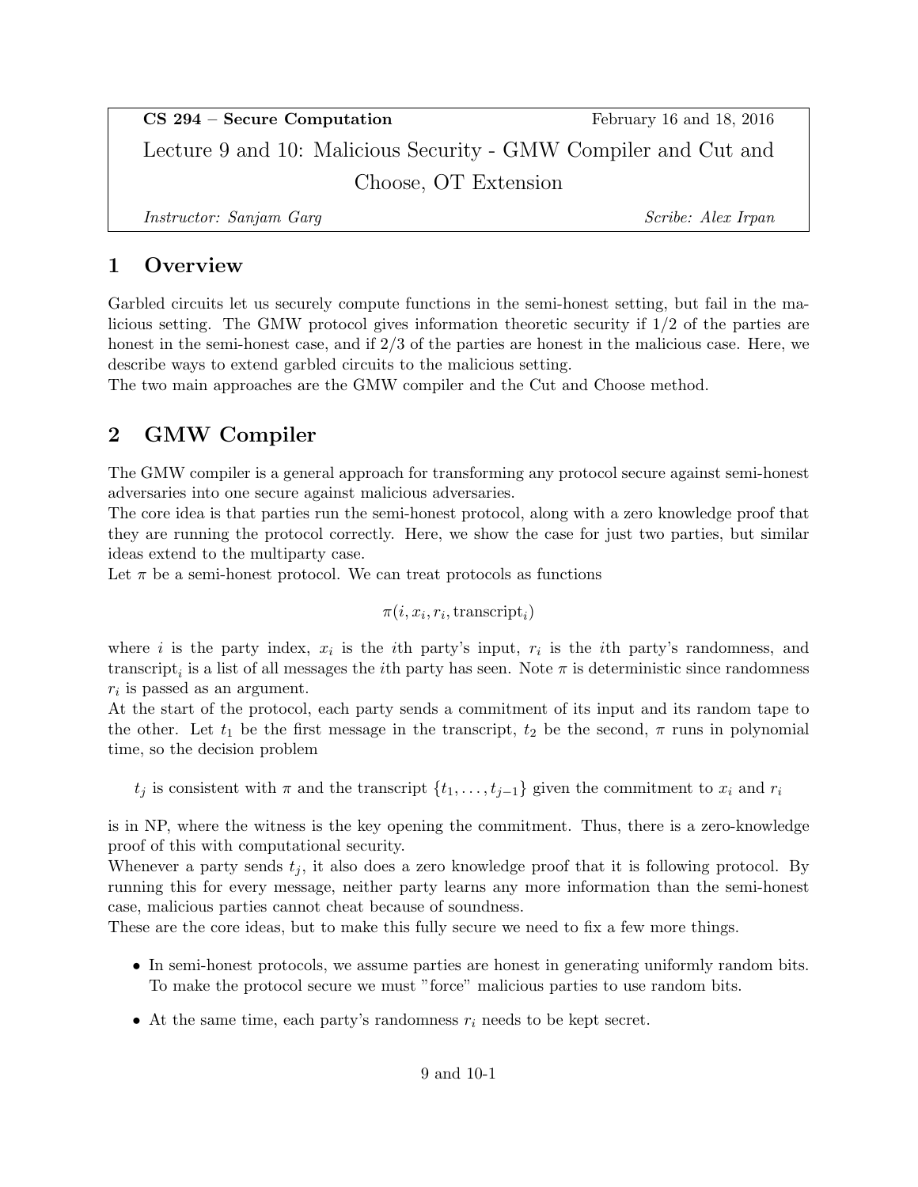**CS 294 – Secure Computation** February 16 and 18, 2016

# Lecture 9 and 10: Malicious Security - GMW Compiler and Cut and Choose, OT Extension

*Instructor: Sanjam Garg* *Scribe: Alex Irpan*

## 1 Overview

Garbled circuits let us securely compute functions in the semi-honest setting, but fail in the malicious setting. The GMW protocol gives information theoretic security if 1/2 of the parties are honest in the semi-honest case, and if 2/3 of the parties are honest in the malicious case. Here, we describe ways to extend garbled circuits to the malicious setting.
The two main approaches are the GMW compiler and the Cut and Choose method.

## 2 GMW Compiler

The GMW compiler is a general approach for transforming any protocol secure against semi-honest adversaries into one secure against malicious adversaries.
The core idea is that parties run the semi-honest protocol, along with a zero knowledge proof that they are running the protocol correctly. Here, we show the case for just two parties, but similar ideas extend to the multiparty case.
Let $\pi$ be a semi-honest protocol. We can treat protocols as functions

$$\pi(i, x_i, r_i, \text{transcript}_i)$$

where $i$ is the party index, $x_i$ is the $i$th party's input, $r_i$ is the $i$th party's randomness, and $\text{transcript}_i$ is a list of all messages the $i$th party has seen. Note $\pi$ is deterministic since randomness $r_i$ is passed as an argument.
At the start of the protocol, each party sends a commitment of its input and its random tape to the other. Let $t_1$ be the first message in the transcript, $t_2$ be the second, $\pi$ runs in polynomial time, so the decision problem

$$t_j \text{ is consistent with } \pi \text{ and the transcript } \{t_1, \ldots, t_{j-1}\} \text{ given the commitment to } x_i \text{ and } r_i$$

is in NP, where the witness is the key opening the commitment. Thus, there is a zero-knowledge proof of this with computational security.
Whenever a party sends $t_j$, it also does a zero knowledge proof that it is following protocol. By running this for every message, neither party learns any more information than the semi-honest case, malicious parties cannot cheat because of soundness.
These are the core ideas, but to make this fully secure we need to fix a few more things.

- In semi-honest protocols, we assume parties are honest in generating uniformly random bits. To make the protocol secure we must "force" malicious parties to use random bits.
- At the same time, each party's randomness $r_i$ needs to be kept secret.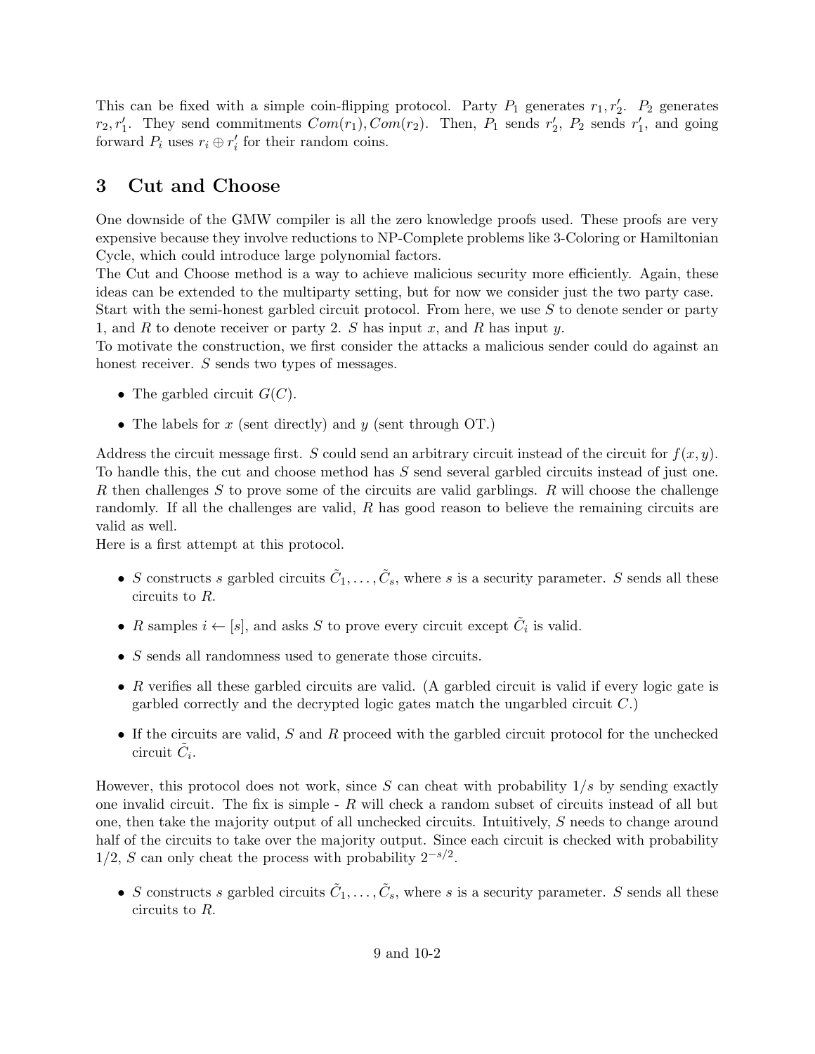This can be fixed with a simple coin-flipping protocol. Party $P_1$ generates $r_1, r_2'$. $P_2$ generates $r_2, r_1'$. They send commitments $Com(r_1), Com(r_2)$. Then, $P_1$ sends $r_2'$, $P_2$ sends $r_1'$, and going forward $P_i$ uses $r_i \oplus r_i'$ for their random coins.

## 3 Cut and Choose

One downside of the GMW compiler is all the zero knowledge proofs used. These proofs are very expensive because they involve reductions to NP-Complete problems like 3-Coloring or Hamiltonian Cycle, which could introduce large polynomial factors.

The Cut and Choose method is a way to achieve malicious security more efficiently. Again, these ideas can be extended to the multiparty setting, but for now we consider just the two party case.

Start with the semi-honest garbled circuit protocol. From here, we use $S$ to denote sender or party 1, and $R$ to denote receiver or party 2. $S$ has input $x$, and $R$ has input $y$.

To motivate the construction, we first consider the attacks a malicious sender could do against an honest receiver. $S$ sends two types of messages.

- The garbled circuit $G(C)$.
- The labels for $x$ (sent directly) and $y$ (sent through OT.)

Address the circuit message first. $S$ could send an arbitrary circuit instead of the circuit for $f(x, y)$. To handle this, the cut and choose method has $S$ send several garbled circuits instead of just one. $R$ then challenges $S$ to prove some of the circuits are valid garblings. $R$ will choose the challenge randomly. If all the challenges are valid, $R$ has good reason to believe the remaining circuits are valid as well.

Here is a first attempt at this protocol.

- $S$ constructs $s$ garbled circuits $\tilde{C}_1, \ldots, \tilde{C}_s$, where $s$ is a security parameter. $S$ sends all these circuits to $R$.
- $R$ samples $i \leftarrow [s]$, and asks $S$ to prove every circuit except $\tilde{C}_i$ is valid.
- $S$ sends all randomness used to generate those circuits.
- $R$ verifies all these garbled circuits are valid. (A garbled circuit is valid if every logic gate is garbled correctly and the decrypted logic gates match the ungarbled circuit $C$.)
- If the circuits are valid, $S$ and $R$ proceed with the garbled circuit protocol for the unchecked circuit $\tilde{C}_i$.

However, this protocol does not work, since $S$ can cheat with probability $1/s$ by sending exactly one invalid circuit. The fix is simple - $R$ will check a random subset of circuits instead of all but one, then take the majority output of all unchecked circuits. Intuitively, $S$ needs to change around half of the circuits to take over the majority output. Since each circuit is checked with probability $1/2$, $S$ can only cheat the process with probability $2^{-s/2}$.

- $S$ constructs $s$ garbled circuits $\tilde{C}_1, \ldots, \tilde{C}_s$, where $s$ is a security parameter. $S$ sends all these circuits to $R$.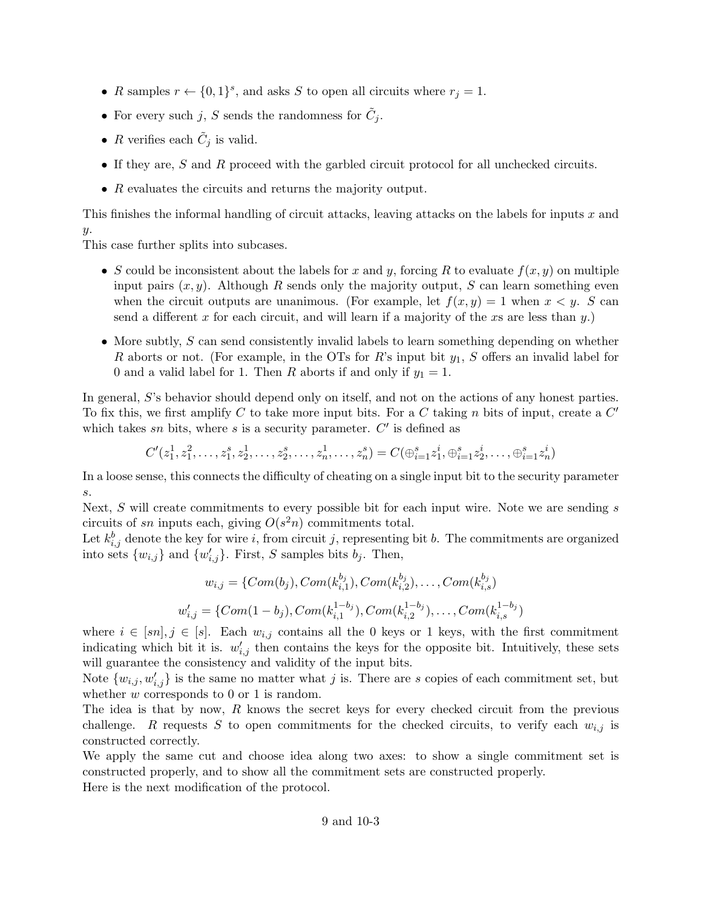- $R$ samples $r \leftarrow \{0,1\}^s$, and asks $S$ to open all circuits where $r_j = 1$.
- For every such $j$, $S$ sends the randomness for $\tilde{C}_j$.
- $R$ verifies each $\tilde{C}_j$ is valid.
- If they are, $S$ and $R$ proceed with the garbled circuit protocol for all unchecked circuits.
- $R$ evaluates the circuits and returns the majority output.

This finishes the informal handling of circuit attacks, leaving attacks on the labels for inputs $x$ and $y$.

This case further splits into subcases.

- $S$ could be inconsistent about the labels for $x$ and $y$, forcing $R$ to evaluate $f(x, y)$ on multiple input pairs $(x, y)$. Although $R$ sends only the majority output, $S$ can learn something even when the circuit outputs are unanimous. (For example, let $f(x, y) = 1$ when $x < y$. $S$ can send a different $x$ for each circuit, and will learn if a majority of the $x$s are less than $y$.)
- More subtly, $S$ can send consistently invalid labels to learn something depending on whether $R$ aborts or not. (For example, in the OTs for $R$'s input bit $y_1$, $S$ offers an invalid label for 0 and a valid label for 1. Then $R$ aborts if and only if $y_1 = 1$.

In general, $S$'s behavior should depend only on itself, and not on the actions of any honest parties. To fix this, we first amplify $C$ to take more input bits. For a $C$ taking $n$ bits of input, create a $C'$ which takes $sn$ bits, where $s$ is a security parameter. $C'$ is defined as

$$C'(z_1^1, z_1^2, \ldots, z_1^s, z_2^1, \ldots, z_2^s, \ldots, z_n^1, \ldots, z_n^s) = C(\oplus_{i=1}^s z_1^i, \oplus_{i=1}^s z_2^i, \ldots, \oplus_{i=1}^s z_n^i)$$

In a loose sense, this connects the difficulty of cheating on a single input bit to the security parameter $s$.

Next, $S$ will create commitments to every possible bit for each input wire. Note we are sending $s$ circuits of $sn$ inputs each, giving $O(s^2 n)$ commitments total.

Let $k_{i,j}^b$ denote the key for wire $i$, from circuit $j$, representing bit $b$. The commitments are organized into sets $\{w_{i,j}\}$ and $\{w'_{i,j}\}$. First, $S$ samples bits $b_j$. Then,

$$w_{i,j} = \{Com(b_j), Com(k_{i,1}^{b_j}), Com(k_{i,2}^{b_j}), \ldots, Com(k_{i,s}^{b_j})\}$$

$$w'_{i,j} = \{Com(1 - b_j), Com(k_{i,1}^{1-b_j}), Com(k_{i,2}^{1-b_j}), \ldots, Com(k_{i,s}^{1-b_j})\}$$

where $i \in [sn], j \in [s]$. Each $w_{i,j}$ contains all the 0 keys or 1 keys, with the first commitment indicating which bit it is. $w'_{i,j}$ then contains the keys for the opposite bit. Intuitively, these sets will guarantee the consistency and validity of the input bits.

Note $\{w_{i,j}, w'_{i,j}\}$ is the same no matter what $j$ is. There are $s$ copies of each commitment set, but whether $w$ corresponds to 0 or 1 is random.

The idea is that by now, $R$ knows the secret keys for every checked circuit from the previous challenge. $R$ requests $S$ to open commitments for the checked circuits, to verify each $w_{i,j}$ is constructed correctly.

We apply the same cut and choose idea along two axes: to show a single commitment set is constructed properly, and to show all the commitment sets are constructed properly.

Here is the next modification of the protocol.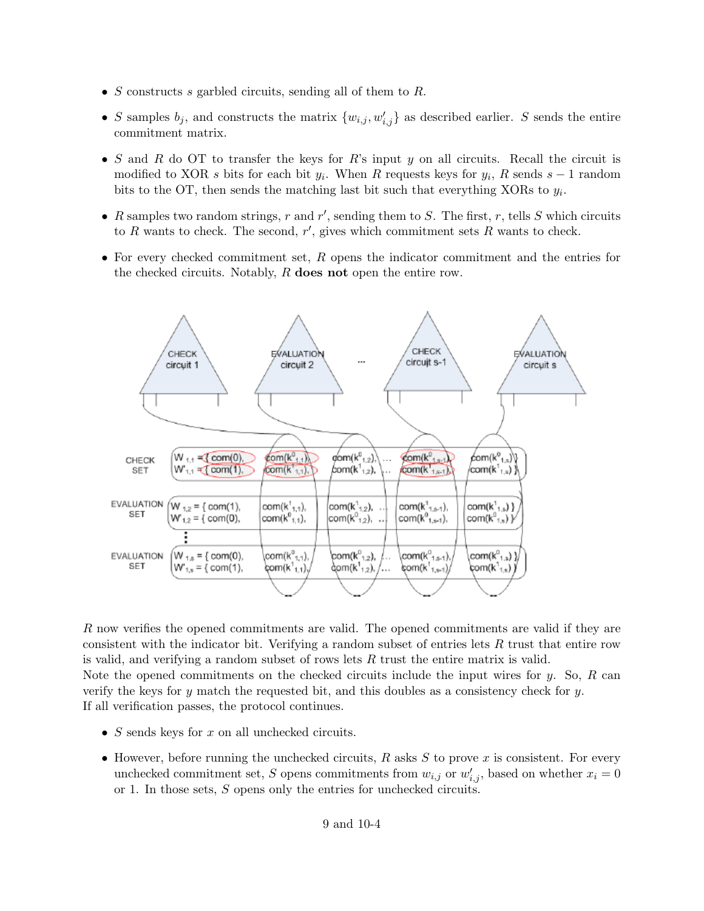- $S$ constructs $s$ garbled circuits, sending all of them to $R$.
- $S$ samples $b_j$, and constructs the matrix $\{w_{i,j}, w'_{i,j}\}$ as described earlier. $S$ sends the entire commitment matrix.
- $S$ and $R$ do OT to transfer the keys for $R$'s input $y$ on all circuits. Recall the circuit is modified to XOR $s$ bits for each bit $y_i$. When $R$ requests keys for $y_i$, $R$ sends $s-1$ random bits to the OT, then sends the matching last bit such that everything XORs to $y_i$.
- $R$ samples two random strings, $r$ and $r'$, sending them to $S$. The first, $r$, tells $S$ which circuits to $R$ wants to check. The second, $r'$, gives which commitment sets $R$ wants to check.
- For every checked commitment set, $R$ opens the indicator commitment and the entries for the checked circuits. Notably, $R$ **does not** open the entire row.

$R$ now verifies the opened commitments are valid. The opened commitments are valid if they are consistent with the indicator bit. Verifying a random subset of entries lets $R$ trust that entire row is valid, and verifying a random subset of rows lets $R$ trust the entire matrix is valid.
Note the opened commitments on the checked circuits include the input wires for $y$. So, $R$ can verify the keys for $y$ match the requested bit, and this doubles as a consistency check for $y$.
If all verification passes, the protocol continues.

- $S$ sends keys for $x$ on all unchecked circuits.
- However, before running the unchecked circuits, $R$ asks $S$ to prove $x$ is consistent. For every unchecked commitment set, $S$ opens commitments from $w_{i,j}$ or $w'_{i,j}$, based on whether $x_i = 0$ or 1. In those sets, $S$ opens only the entries for unchecked circuits.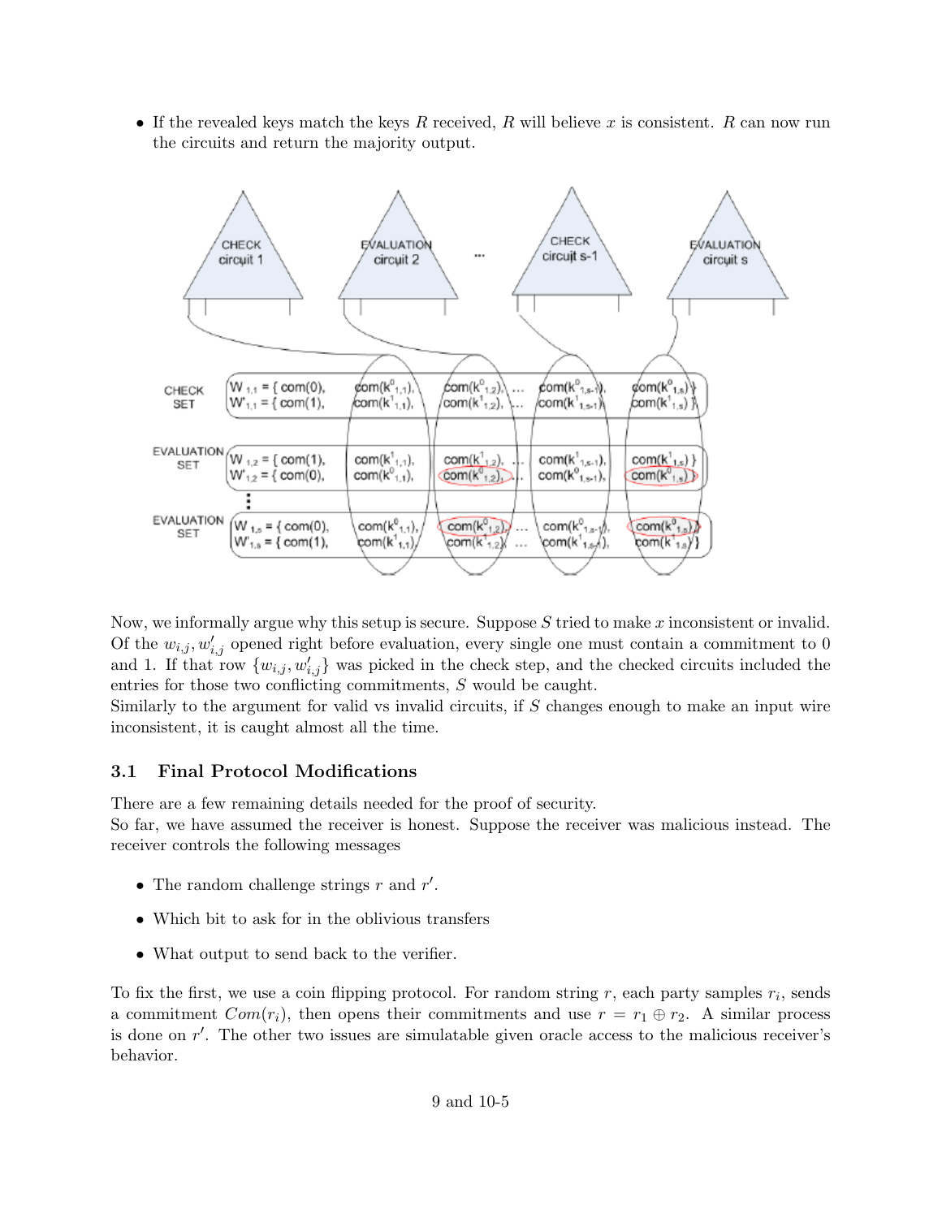- If the revealed keys match the keys $R$ received, $R$ will believe $x$ is consistent. $R$ can now run the circuits and return the majority output.

Now, we informally argue why this setup is secure. Suppose $S$ tried to make $x$ inconsistent or invalid. Of the $w_{i,j}, w'_{i,j}$ opened right before evaluation, every single one must contain a commitment to 0 and 1. If that row $\{w_{i,j}, w'_{i,j}\}$ was picked in the check step, and the checked circuits included the entries for those two conflicting commitments, $S$ would be caught.
Similarly to the argument for valid vs invalid circuits, if $S$ changes enough to make an input wire inconsistent, it is caught almost all the time.

### 3.1 Final Protocol Modifications

There are a few remaining details needed for the proof of security.
So far, we have assumed the receiver is honest. Suppose the receiver was malicious instead. The receiver controls the following messages

- The random challenge strings $r$ and $r'$.
- Which bit to ask for in the oblivious transfers
- What output to send back to the verifier.

To fix the first, we use a coin flipping protocol. For random string $r$, each party samples $r_i$, sends a commitment $Com(r_i)$, then opens their commitments and use $r = r_1 \oplus r_2$. A similar process is done on $r'$. The other two issues are simulatable given oracle access to the malicious receiver's behavior.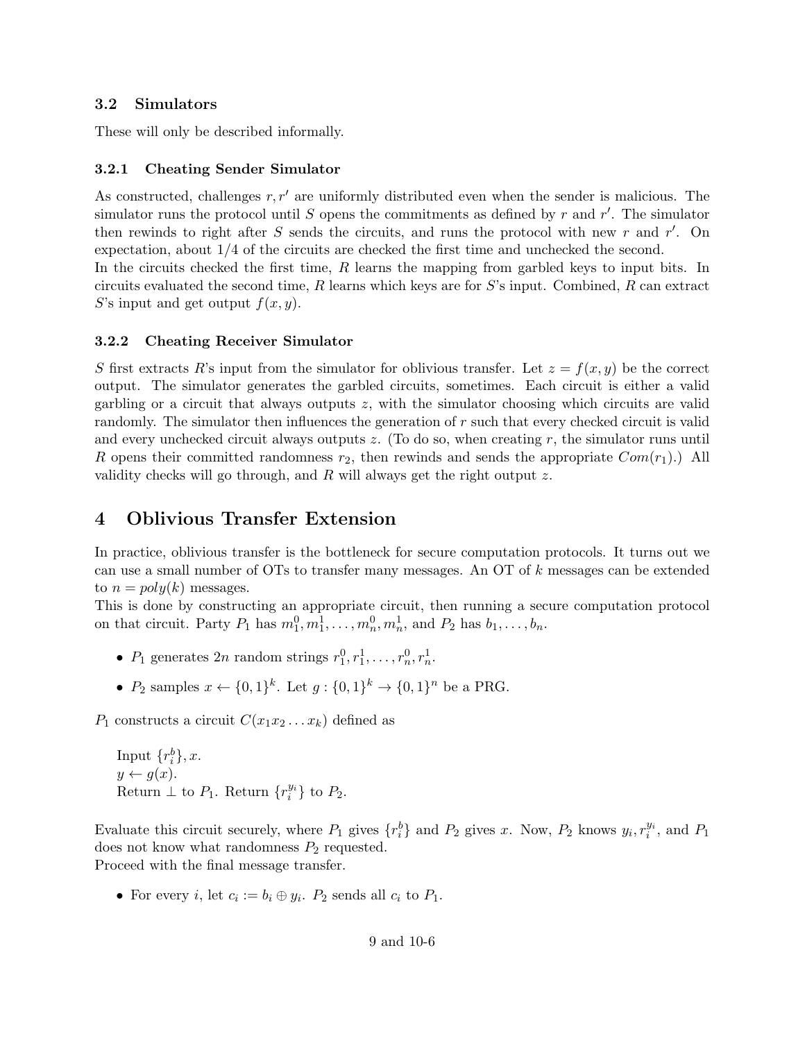### 3.2 Simulators

These will only be described informally.

#### 3.2.1 Cheating Sender Simulator

As constructed, challenges $r, r'$ are uniformly distributed even when the sender is malicious. The simulator runs the protocol until $S$ opens the commitments as defined by $r$ and $r'$. The simulator then rewinds to right after $S$ sends the circuits, and runs the protocol with new $r$ and $r'$. On expectation, about 1/4 of the circuits are checked the first time and unchecked the second.
In the circuits checked the first time, $R$ learns the mapping from garbled keys to input bits. In circuits evaluated the second time, $R$ learns which keys are for $S$'s input. Combined, $R$ can extract $S$'s input and get output $f(x, y)$.

#### 3.2.2 Cheating Receiver Simulator

$S$ first extracts $R$'s input from the simulator for oblivious transfer. Let $z = f(x, y)$ be the correct output. The simulator generates the garbled circuits, sometimes. Each circuit is either a valid garbling or a circuit that always outputs $z$, with the simulator choosing which circuits are valid randomly. The simulator then influences the generation of $r$ such that every checked circuit is valid and every unchecked circuit always outputs $z$. (To do so, when creating $r$, the simulator runs until $R$ opens their committed randomness $r_2$, then rewinds and sends the appropriate $Com(r_1)$.) All validity checks will go through, and $R$ will always get the right output $z$.

# 4 Oblivious Transfer Extension

In practice, oblivious transfer is the bottleneck for secure computation protocols. It turns out we can use a small number of OTs to transfer many messages. An OT of $k$ messages can be extended to $n = poly(k)$ messages.
This is done by constructing an appropriate circuit, then running a secure computation protocol on that circuit. Party $P_1$ has $m_1^0, m_1^1, \ldots, m_n^0, m_n^1$, and $P_2$ has $b_1, \ldots, b_n$.

- $P_1$ generates $2n$ random strings $r_1^0, r_1^1, \ldots, r_n^0, r_n^1$.
- $P_2$ samples $x \leftarrow \{0,1\}^k$. Let $g : \{0,1\}^k \to \{0,1\}^n$ be a PRG.

$P_1$ constructs a circuit $C(x_1 x_2 \ldots x_k)$ defined as

> Input $\{r_i^b\}, x$.
> $y \leftarrow g(x)$.
> Return $\perp$ to $P_1$. Return $\{r_i^{y_i}\}$ to $P_2$.

Evaluate this circuit securely, where $P_1$ gives $\{r_i^b\}$ and $P_2$ gives $x$. Now, $P_2$ knows $y_i, r_i^{y_i}$, and $P_1$ does not know what randomness $P_2$ requested.
Proceed with the final message transfer.

- For every $i$, let $c_i := b_i \oplus y_i$. $P_2$ sends all $c_i$ to $P_1$.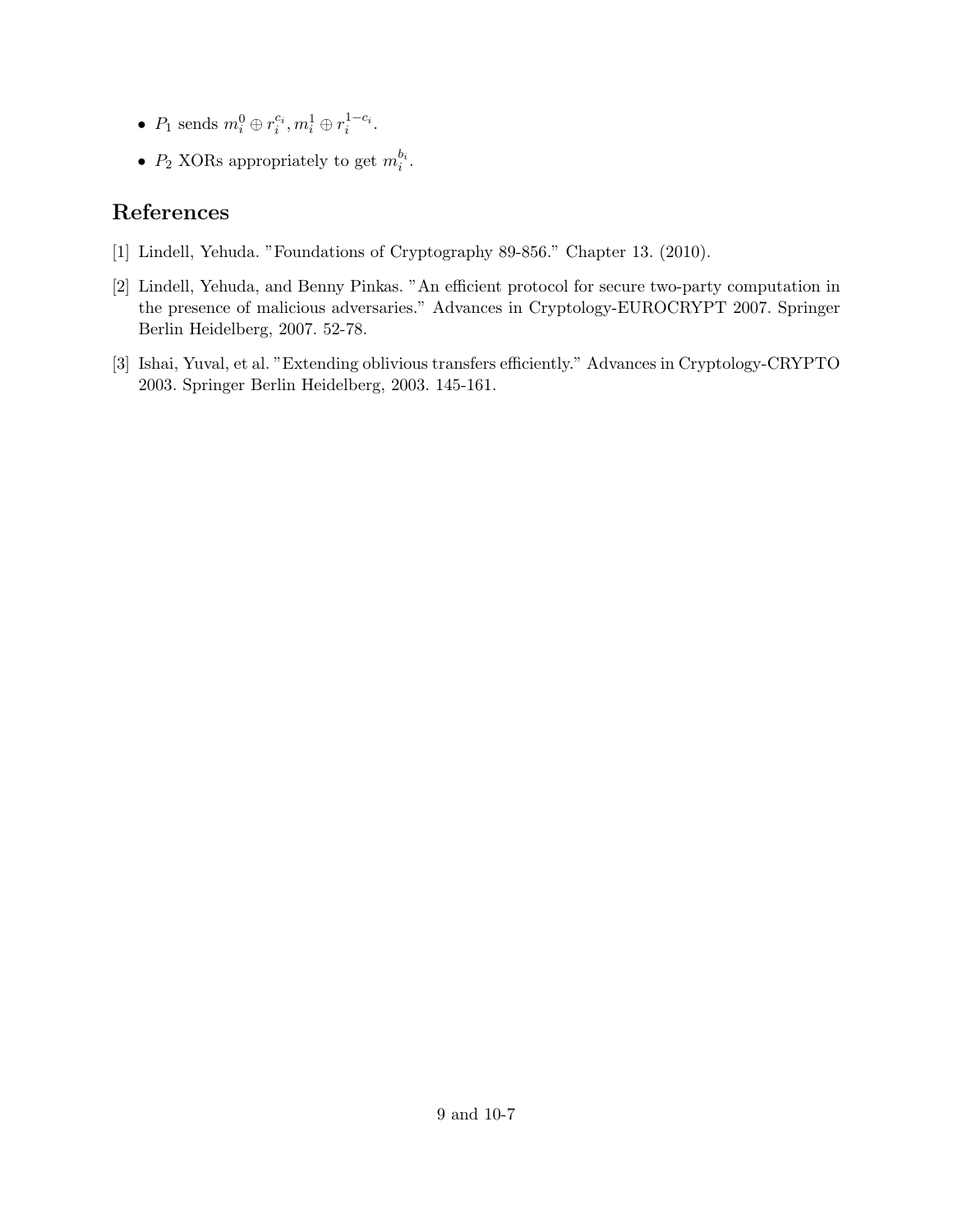- $P_1$ sends $m_i^0 \oplus r_i^{c_i}, m_i^1 \oplus r_i^{1-c_i}$.
- $P_2$ XORs appropriately to get $m_i^{b_i}$.

## References

[1] Lindell, Yehuda. "Foundations of Cryptography 89-856." Chapter 13. (2010).

[2] Lindell, Yehuda, and Benny Pinkas. "An efficient protocol for secure two-party computation in the presence of malicious adversaries." Advances in Cryptology-EUROCRYPT 2007. Springer Berlin Heidelberg, 2007. 52-78.

[3] Ishai, Yuval, et al. "Extending oblivious transfers efficiently." Advances in Cryptology-CRYPTO 2003. Springer Berlin Heidelberg, 2003. 145-161.